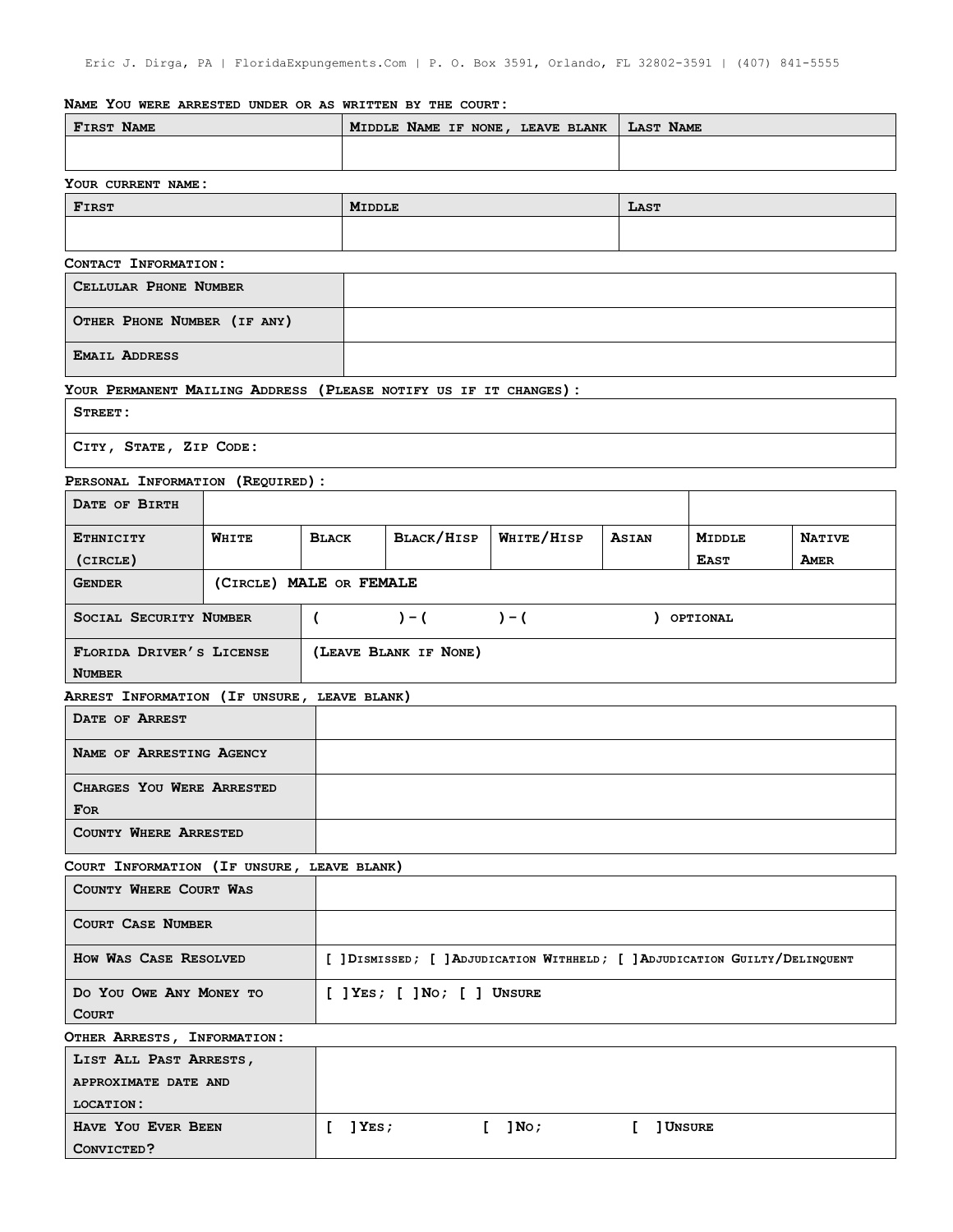Eric J. Dirga, PA | FloridaExpungements.Com | P. O. Box 3591, Orlando, FL 32802-3591 | (407) 841-5555

**Name You were arrested under or as written by the court:**

| First Name | Middle Name if none, leave blank | Last Name |
|---|---|---|
| | | |

**Your current name:**

| First | Middle | Last |
|---|---|---|
| | | |

**Contact Information:**

| | |
|---|---|
| Cellular Phone Number | |
| Other Phone Number (if any) | |
| Email Address | |

**Your Permanent Mailing Address (Please notify us if it changes):**

| |
|---|
| Street: |
| City, State, Zip Code: |

**Personal Information (Required):**

| | | | | | | | |
|---|---|---|---|---|---|---|---|
| Date of Birth | | | | | | | |
| Ethnicity (circle) | White | Black | Black/Hisp | White/Hisp | Asian | Middle East | Native Amer |
| Gender | (Circle) MALE or FEMALE | | | | | | |
| Social Security Number | ( ) - ( ) - ( ) optional | | | | | | |
| Florida Driver's License Number | (Leave Blank if None) | | | | | | |

**Arrest Information (If unsure, leave blank)**

| | |
|---|---|
| Date of Arrest | |
| Name of Arresting Agency | |
| Charges You Were Arrested For | |
| County Where Arrested | |

**Court Information (If unsure, leave blank)**

| | |
|---|---|
| County Where Court Was | |
| Court Case Number | |
| How Was Case Resolved | [ ]Dismissed; [ ]Adjudication Withheld; [ ]Adjudication Guilty/Delinquent |
| Do You Owe Any Money to Court | [ ]Yes; [ ]No; [ ] Unsure |

**Other Arrests, Information:**

| | |
|---|---|
| List All Past Arrests, approximate date and location: | |
| Have You Ever Been Convicted? | [ ]Yes; [ ]No; [ ]Unsure |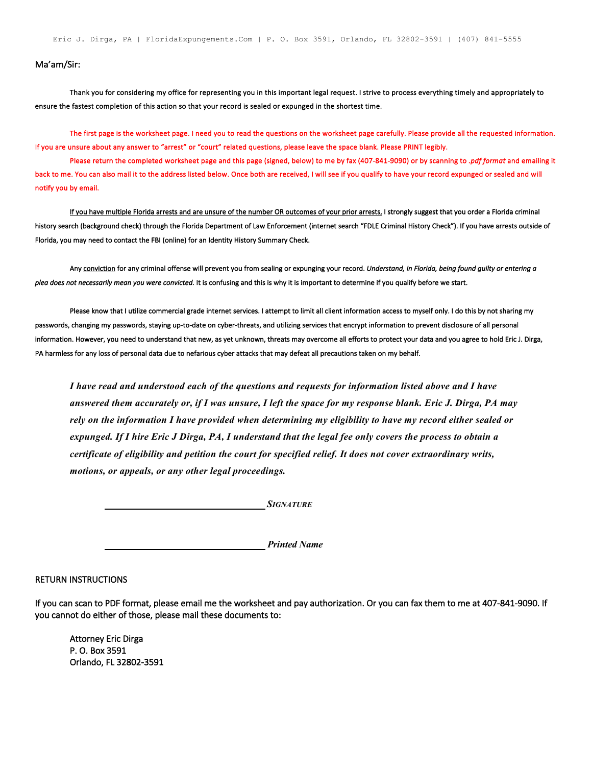Eric J. Dirga, PA | FloridaExpungements.Com | P. O. Box 3591, Orlando, FL 32802-3591 | (407) 841-5555

Ma'am/Sir:

Thank you for considering my office for representing you in this important legal request. I strive to process everything timely and appropriately to ensure the fastest completion of this action so that your record is sealed or expunged in the shortest time.

The first page is the worksheet page. I need you to read the questions on the worksheet page carefully. Please provide all the requested information. If you are unsure about any answer to "arrest" or "court" related questions, please leave the space blank. Please PRINT legibly.

Please return the completed worksheet page and this page (signed, below) to me by fax (407-841-9090) or by scanning to *.pdf format* and emailing it back to me. You can also mail it to the address listed below. Once both are received, I will see if you qualify to have your record expunged or sealed and will notify you by email.

If you have multiple Florida arrests and are unsure of the number OR outcomes of your prior arrests, I strongly suggest that you order a Florida criminal history search (background check) through the Florida Department of Law Enforcement (internet search "FDLE Criminal History Check"). If you have arrests outside of Florida, you may need to contact the FBI (online) for an Identity History Summary Check.

Any conviction for any criminal offense will prevent you from sealing or expunging your record. *Understand, in Florida, being found guilty or entering a plea does not necessarily mean you were convicted.* It is confusing and this is why it is important to determine if you qualify before we start.

Please know that I utilize commercial grade internet services. I attempt to limit all client information access to myself only. I do this by not sharing my passwords, changing my passwords, staying up-to-date on cyber-threats, and utilizing services that encrypt information to prevent disclosure of all personal information. However, you need to understand that new, as yet unknown, threats may overcome all efforts to protect your data and you agree to hold Eric J. Dirga, PA harmless for any loss of personal data due to nefarious cyber attacks that may defeat all precautions taken on my behalf.

***I have read and understood each of the questions and requests for information listed above and I have answered them accurately or, if I was unsure, I left the space for my response blank. Eric J. Dirga, PA may rely on the information I have provided when determining my eligibility to have my record either sealed or expunged. If I hire Eric J Dirga, PA, I understand that the legal fee only covers the process to obtain a certificate of eligibility and petition the court for specified relief. It does not cover extraordinary writs, motions, or appeals, or any other legal proceedings.***

______________________________ ***SIGNATURE***

______________________________ ***Printed Name***

RETURN INSTRUCTIONS

If you can scan to PDF format, please email me the worksheet and pay authorization. Or you can fax them to me at 407-841-9090. If you cannot do either of those, please mail these documents to:

Attorney Eric Dirga
P. O. Box 3591
Orlando, FL 32802-3591